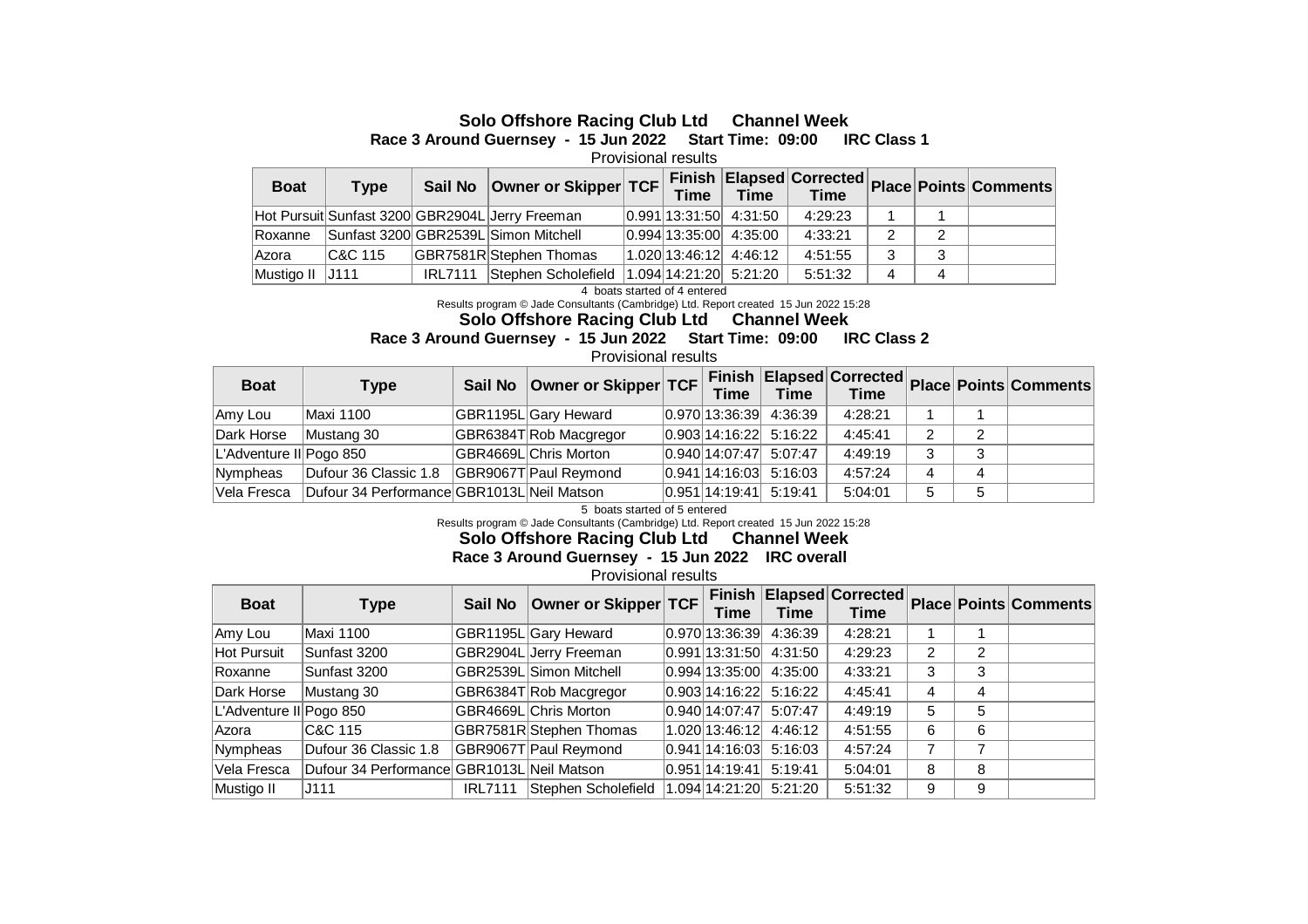## Solo Offshore Racing Club Ltd Channel Week

**Race 3 Around Guernsey - 15 Jun 2022 Start Time: 09:00 IRC Class 1**

Provisional results

| Boat | Type | Sail No | Owner or Skipper | TCF | Finish Time | Elapsed Time | Corrected Time | Place | Points | Comments |
|---|---|---|---|---|---|---|---|---|---|---|
| Hot Pursuit | Sunfast 3200 | GBR2904L | Jerry Freeman | 0.991 | 13:31:50 | 4:31:50 | 4:29:23 | 1 | 1 | |
| Roxanne | Sunfast 3200 | GBR2539L | Simon Mitchell | 0.994 | 13:35:00 | 4:35:00 | 4:33:21 | 2 | 2 | |
| Azora | C&C 115 | GBR7581R | Stephen Thomas | 1.020 | 13:46:12 | 4:46:12 | 4:51:55 | 3 | 3 | |
| Mustigo II | J111 | IRL7111 | Stephen Scholefield | 1.094 | 14:21:20 | 5:21:20 | 5:51:32 | 4 | 4 | |

4 boats started of 4 entered

Results program © Jade Consultants (Cambridge) Ltd. Report created 15 Jun 2022 15:28

## Solo Offshore Racing Club Ltd Channel Week

**Race 3 Around Guernsey - 15 Jun 2022 Start Time: 09:00 IRC Class 2**

Provisional results

| Boat | Type | Sail No | Owner or Skipper | TCF | Finish Time | Elapsed Time | Corrected Time | Place | Points | Comments |
|---|---|---|---|---|---|---|---|---|---|---|
| Amy Lou | Maxi 1100 | GBR1195L | Gary Heward | 0.970 | 13:36:39 | 4:36:39 | 4:28:21 | 1 | 1 | |
| Dark Horse | Mustang 30 | GBR6384T | Rob Macgregor | 0.903 | 14:16:22 | 5:16:22 | 4:45:41 | 2 | 2 | |
| L'Adventure II | Pogo 850 | GBR4669L | Chris Morton | 0.940 | 14:07:47 | 5:07:47 | 4:49:19 | 3 | 3 | |
| Nympheas | Dufour 36 Classic 1.8 | GBR9067T | Paul Reymond | 0.941 | 14:16:03 | 5:16:03 | 4:57:24 | 4 | 4 | |
| Vela Fresca | Dufour 34 Performance | GBR1013L | Neil Matson | 0.951 | 14:19:41 | 5:19:41 | 5:04:01 | 5 | 5 | |

5 boats started of 5 entered

Results program © Jade Consultants (Cambridge) Ltd. Report created 15 Jun 2022 15:28

## Solo Offshore Racing Club Ltd Channel Week

**Race 3 Around Guernsey - 15 Jun 2022 IRC overall**

Provisional results

| Boat | Type | Sail No | Owner or Skipper | TCF | Finish Time | Elapsed Time | Corrected Time | Place | Points | Comments |
|---|---|---|---|---|---|---|---|---|---|---|
| Amy Lou | Maxi 1100 | GBR1195L | Gary Heward | 0.970 | 13:36:39 | 4:36:39 | 4:28:21 | 1 | 1 | |
| Hot Pursuit | Sunfast 3200 | GBR2904L | Jerry Freeman | 0.991 | 13:31:50 | 4:31:50 | 4:29:23 | 2 | 2 | |
| Roxanne | Sunfast 3200 | GBR2539L | Simon Mitchell | 0.994 | 13:35:00 | 4:35:00 | 4:33:21 | 3 | 3 | |
| Dark Horse | Mustang 30 | GBR6384T | Rob Macgregor | 0.903 | 14:16:22 | 5:16:22 | 4:45:41 | 4 | 4 | |
| L'Adventure II | Pogo 850 | GBR4669L | Chris Morton | 0.940 | 14:07:47 | 5:07:47 | 4:49:19 | 5 | 5 | |
| Azora | C&C 115 | GBR7581R | Stephen Thomas | 1.020 | 13:46:12 | 4:46:12 | 4:51:55 | 6 | 6 | |
| Nympheas | Dufour 36 Classic 1.8 | GBR9067T | Paul Reymond | 0.941 | 14:16:03 | 5:16:03 | 4:57:24 | 7 | 7 | |
| Vela Fresca | Dufour 34 Performance | GBR1013L | Neil Matson | 0.951 | 14:19:41 | 5:19:41 | 5:04:01 | 8 | 8 | |
| Mustigo II | J111 | IRL7111 | Stephen Scholefield | 1.094 | 14:21:20 | 5:21:20 | 5:51:32 | 9 | 9 | |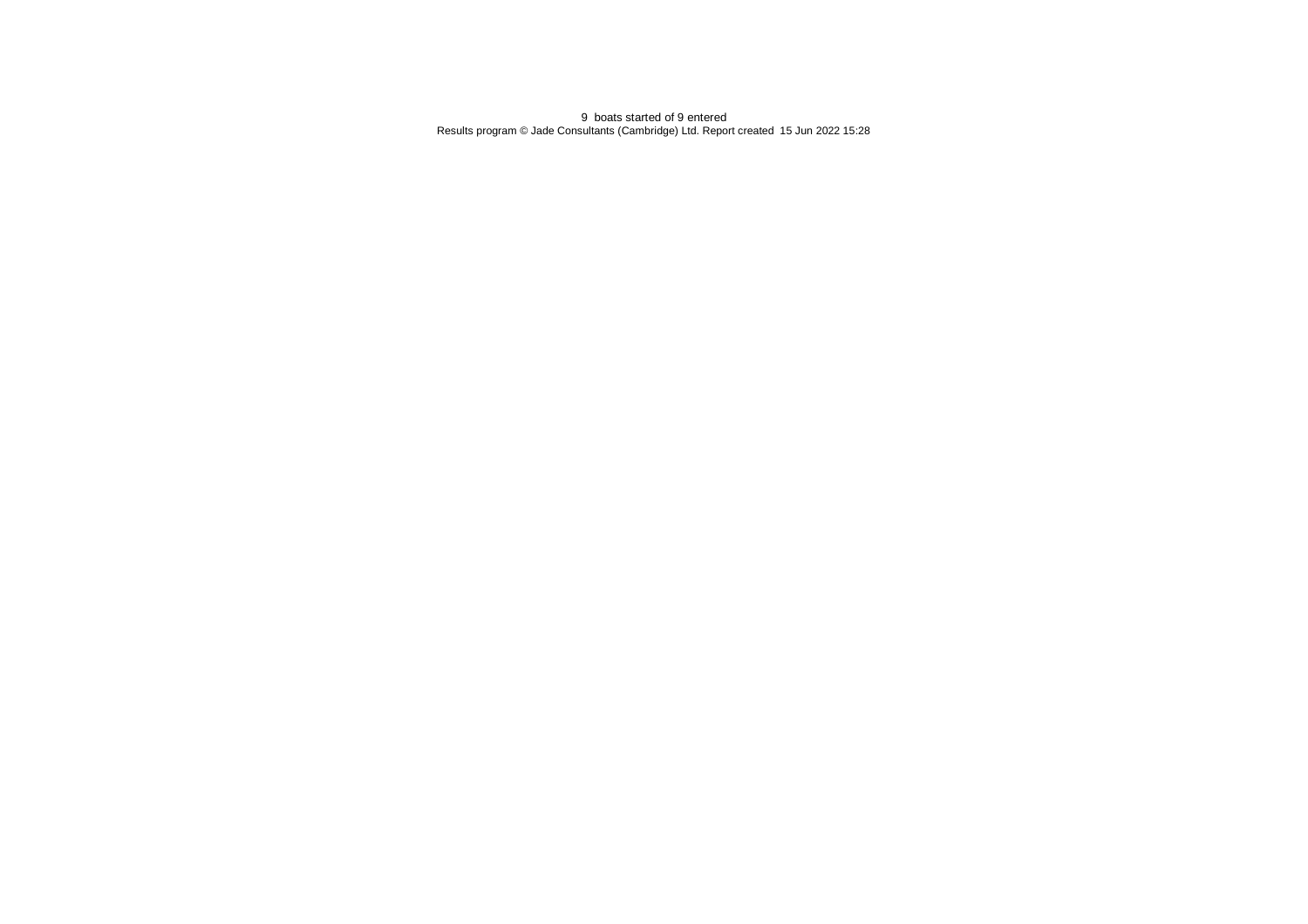9 boats started of 9 entered

Results program © Jade Consultants (Cambridge) Ltd. Report created 15 Jun 2022 15:28